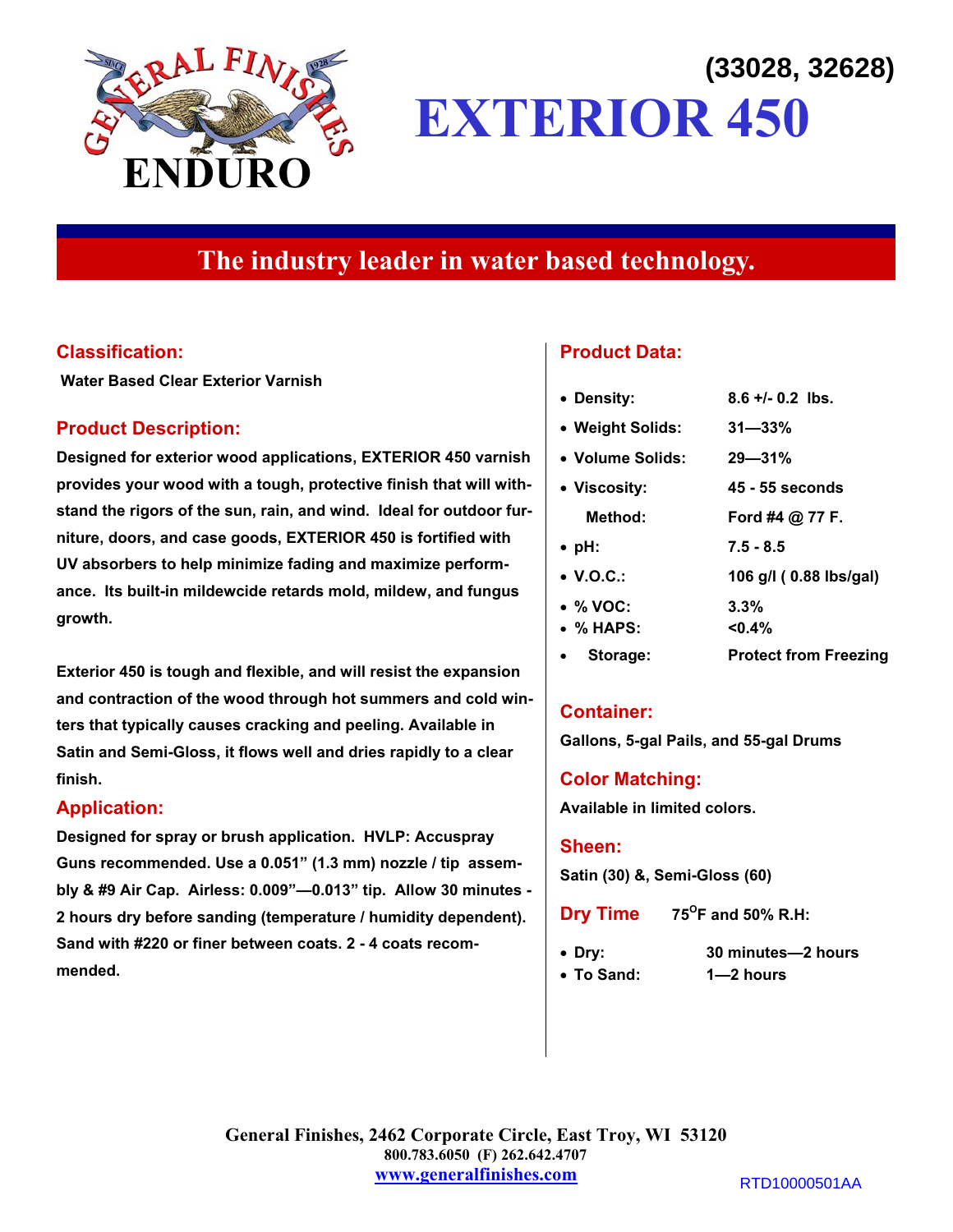ENDURO

(33028, 32628)

# EXTERIOR 450

## The industry leader in water based technology.

### Classification:

**Water Based Clear Exterior Varnish**

### Product Description:

**Designed for exterior wood applications, EXTERIOR 450 varnish provides your wood with a tough, protective finish that will withstand the rigors of the sun, rain, and wind. Ideal for outdoor furniture, doors, and case goods, EXTERIOR 450 is fortified with UV absorbers to help minimize fading and maximize performance. Its built-in mildewcide retards mold, mildew, and fungus growth.**

**Exterior 450 is tough and flexible, and will resist the expansion and contraction of the wood through hot summers and cold winters that typically causes cracking and peeling. Available in Satin and Semi-Gloss, it flows well and dries rapidly to a clear finish.**

### Application:

**Designed for spray or brush application. HVLP: Accuspray Guns recommended. Use a 0.051" (1.3 mm) nozzle / tip assembly & #9 Air Cap. Airless: 0.009"—0.013" tip. Allow 30 minutes - 2 hours dry before sanding (temperature / humidity dependent). Sand with #220 or finer between coats. 2 - 4 coats recommended.**

### Product Data:

- **Density:** 8.6 +/- 0.2 lbs.
- **Weight Solids:** 31—33%
- **Volume Solids:** 29—31%
- **Viscosity:** 45 - 55 seconds
  - **Method:** Ford #4 @ 77 F.
- **pH:** 7.5 - 8.5
- **V.O.C.:** 106 g/l ( 0.88 lbs/gal)
- **% VOC:** 3.3%
- **% HAPS:** <0.4%
- **Storage:** Protect from Freezing

### Container:

**Gallons, 5-gal Pails, and 55-gal Drums**

### Color Matching:

**Available in limited colors.**

### Sheen:

**Satin (30) &, Semi-Gloss (60)**

### Dry Time 75°F and 50% R.H:

- **Dry:** 30 minutes—2 hours
- **To Sand:** 1—2 hours

**General Finishes, 2462 Corporate Circle, East Troy, WI 53120**
**800.783.6050 (F) 262.642.4707**
**www.generalfinishes.com**

RTD10000501AA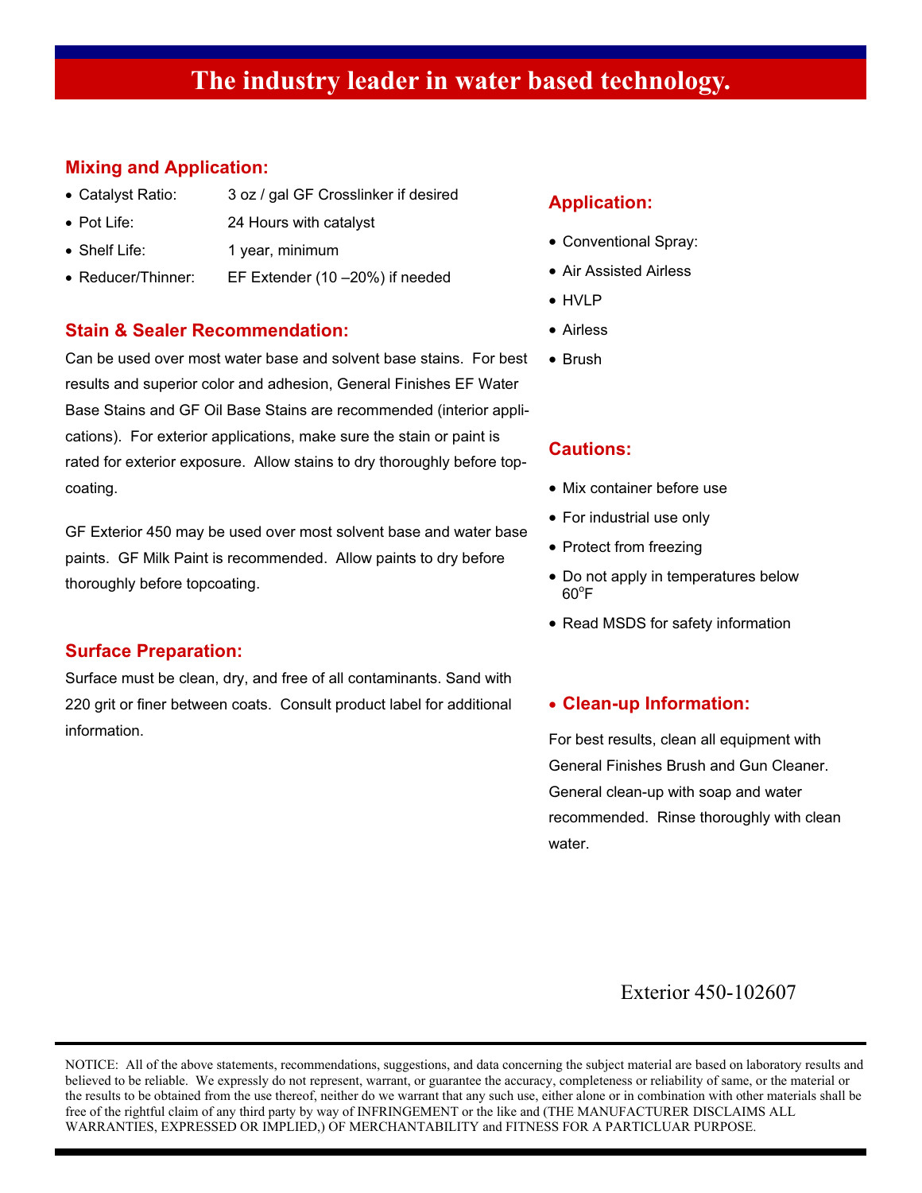# The industry leader in water based technology.

## Mixing and Application:

- Catalyst Ratio: 3 oz / gal GF Crosslinker if desired
- Pot Life: 24 Hours with catalyst
- Shelf Life: 1 year, minimum
- Reducer/Thinner: EF Extender (10 –20%) if needed

## Stain & Sealer Recommendation:

Can be used over most water base and solvent base stains. For best results and superior color and adhesion, General Finishes EF Water Base Stains and GF Oil Base Stains are recommended (interior applications). For exterior applications, make sure the stain or paint is rated for exterior exposure. Allow stains to dry thoroughly before top-coating.

GF Exterior 450 may be used over most solvent base and water base paints. GF Milk Paint is recommended. Allow paints to dry before thoroughly before topcoating.

## Surface Preparation:

Surface must be clean, dry, and free of all contaminants. Sand with 220 grit or finer between coats. Consult product label for additional information.

## Application:

- Conventional Spray:
- Air Assisted Airless
- HVLP
- Airless
- Brush

## Cautions:

- Mix container before use
- For industrial use only
- Protect from freezing
- Do not apply in temperatures below 60°F
- Read MSDS for safety information

## Clean-up Information:

For best results, clean all equipment with General Finishes Brush and Gun Cleaner. General clean-up with soap and water recommended. Rinse thoroughly with clean water.

Exterior 450-102607

NOTICE: All of the above statements, recommendations, suggestions, and data concerning the subject material are based on laboratory results and believed to be reliable. We expressly do not represent, warrant, or guarantee the accuracy, completeness or reliability of same, or the material or the results to be obtained from the use thereof, neither do we warrant that any such use, either alone or in combination with other materials shall be free of the rightful claim of any third party by way of INFRINGEMENT or the like and (THE MANUFACTURER DISCLAIMS ALL WARRANTIES, EXPRESSED OR IMPLIED,) OF MERCHANTABILITY and FITNESS FOR A PARTICLUAR PURPOSE.